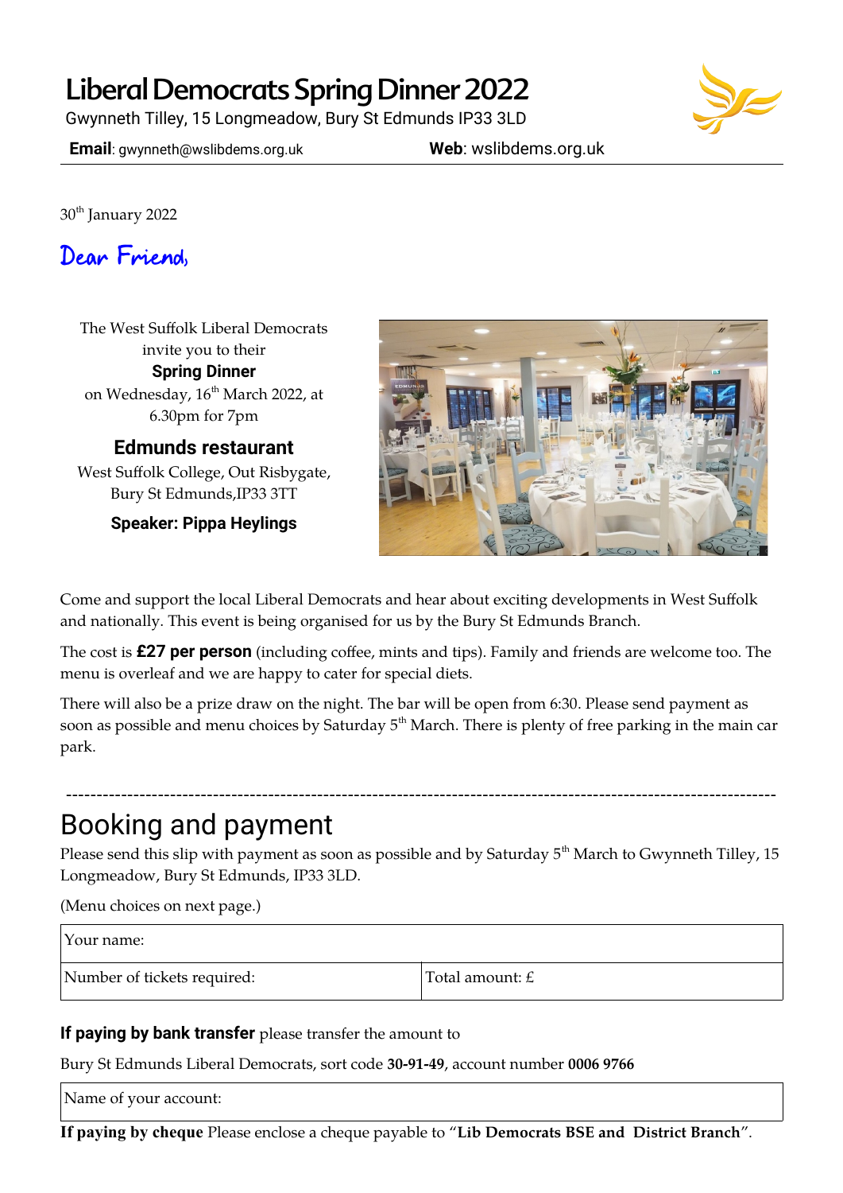# Liberal Democrats Spring Dinner 2022

Gwynneth Tilley, 15 Longmeadow, Bury St Edmunds IP33 3LD

**Email**: gwynneth@wslibdems.org.uk **Web**: wslibdems.org.uk

30th January 2022

Dear Friend,

The West Suffolk Liberal Democrats invite you to their

**Spring Dinner**

on Wednesday, 16th March 2022, at 6.30pm for 7pm

**Edmunds restaurant**

West Suffolk College, Out Risbygate, Bury St Edmunds,IP33 3TT

**Speaker: Pippa Heylings**

Come and support the local Liberal Democrats and hear about exciting developments in West Suffolk and nationally. This event is being organised for us by the Bury St Edmunds Branch.

The cost is **£27 per person** (including coffee, mints and tips). Family and friends are welcome too. The menu is overleaf and we are happy to cater for special diets.

There will also be a prize draw on the night. The bar will be open from 6:30. Please send payment as soon as possible and menu choices by Saturday 5th March. There is plenty of free parking in the main car park.

---

## Booking and payment

Please send this slip with payment as soon as possible and by Saturday 5th March to Gwynneth Tilley, 15 Longmeadow, Bury St Edmunds, IP33 3LD.

(Menu choices on next page.)

| | |
|---|---|
| Your name: | |
| Number of tickets required: | Total amount: £ |

**If paying by bank transfer** please transfer the amount to

Bury St Edmunds Liberal Democrats, sort code **30-91-49**, account number **0006 9766**

| |
|---|
| Name of your account: |

**If paying by cheque** Please enclose a cheque payable to "**Lib Democrats BSE and District Branch**".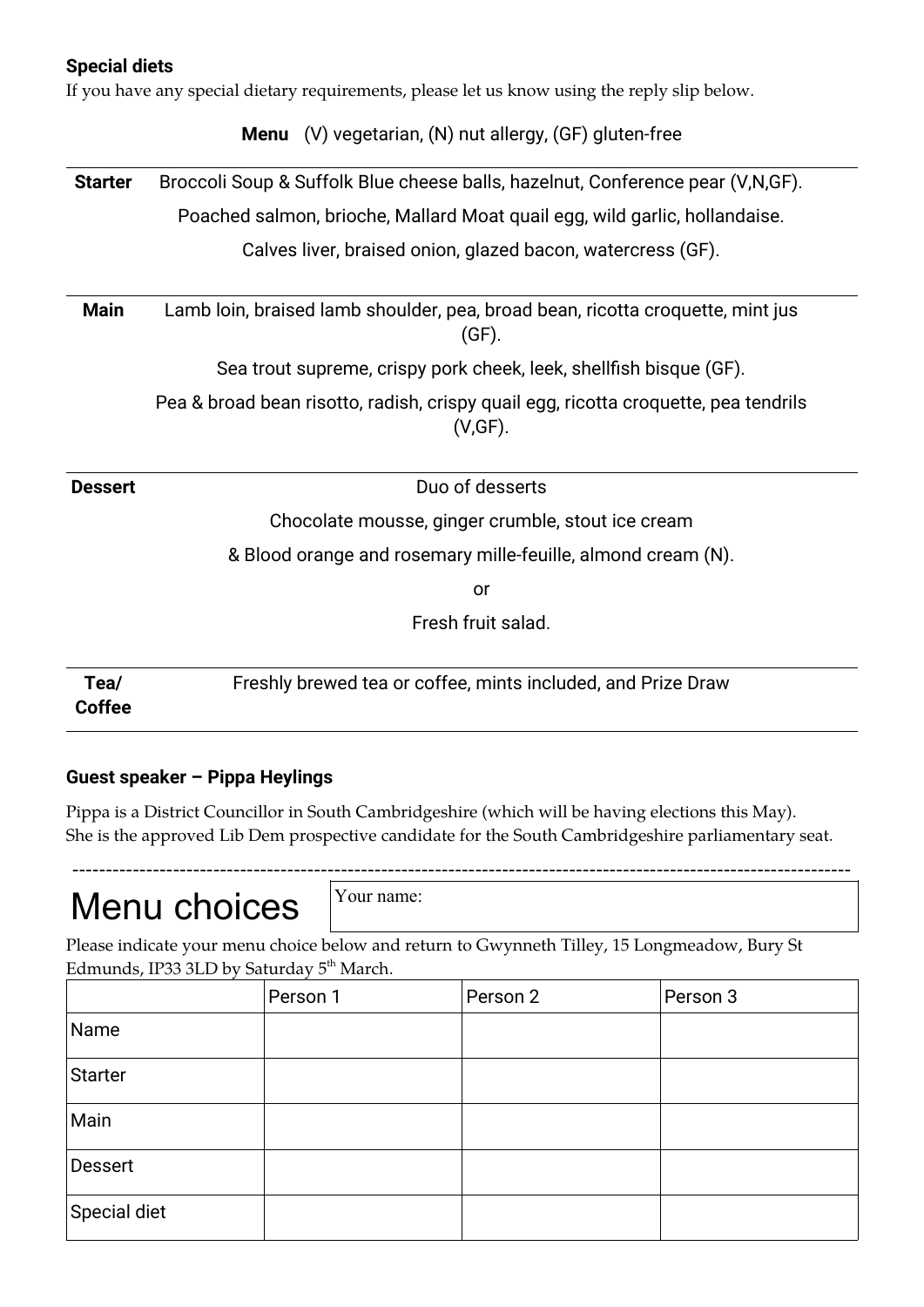**Special diets**

If you have any special dietary requirements, please let us know using the reply slip below.

**Menu** (V) vegetarian, (N) nut allergy, (GF) gluten-free

| | |
|---|---|
| **Starter** | Broccoli Soup & Suffolk Blue cheese balls, hazelnut, Conference pear (V,N,GF).<br>Poached salmon, brioche, Mallard Moat quail egg, wild garlic, hollandaise.<br>Calves liver, braised onion, glazed bacon, watercress (GF). |
| **Main** | Lamb loin, braised lamb shoulder, pea, broad bean, ricotta croquette, mint jus (GF).<br>Sea trout supreme, crispy pork cheek, leek, shellfish bisque (GF).<br>Pea & broad bean risotto, radish, crispy quail egg, ricotta croquette, pea tendrils (V,GF). |
| **Dessert** | Duo of desserts<br>Chocolate mousse, ginger crumble, stout ice cream<br>& Blood orange and rosemary mille-feuille, almond cream (N).<br>or<br>Fresh fruit salad. |
| **Tea/ Coffee** | Freshly brewed tea or coffee, mints included, and Prize Draw |

**Guest speaker – Pippa Heylings**

Pippa is a District Councillor in South Cambridgeshire (which will be having elections this May). She is the approved Lib Dem prospective candidate for the South Cambridgeshire parliamentary seat.

---

# Menu choices

Your name:

Please indicate your menu choice below and return to Gwynneth Tilley, 15 Longmeadow, Bury St Edmunds, IP33 3LD by Saturday 5th March.

| | Person 1 | Person 2 | Person 3 |
|---|---|---|---|
| Name | | | |
| Starter | | | |
| Main | | | |
| Dessert | | | |
| Special diet | | | |